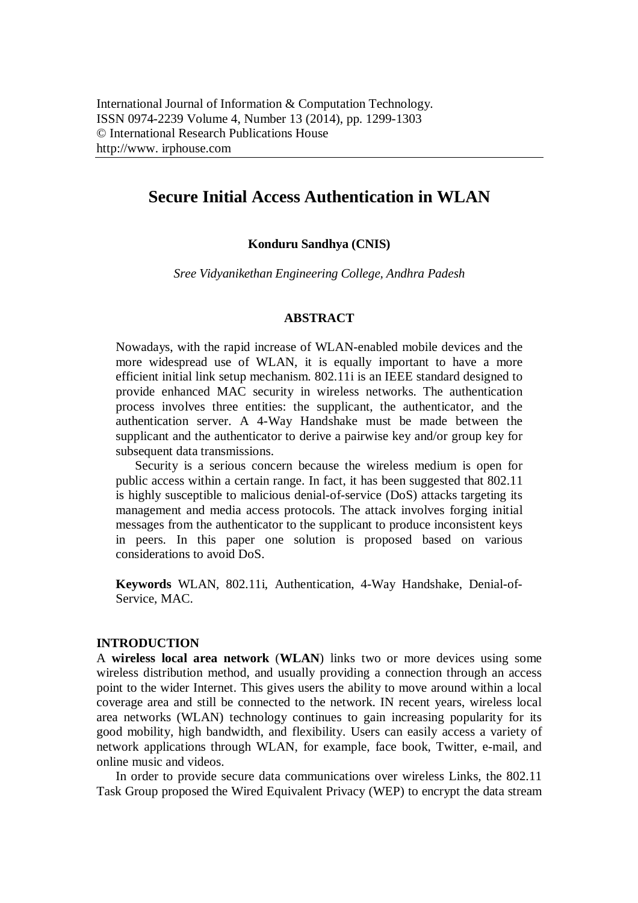International Journal of Information & Computation Technology.
ISSN 0974-2239 Volume 4, Number 13 (2014), pp. 1299-1303
© International Research Publications House
http://www. irphouse.com

# Secure Initial Access Authentication in WLAN

**Konduru Sandhya (CNIS)**

*Sree Vidyanikethan Engineering College, Andhra Padesh*

## ABSTRACT

Nowadays, with the rapid increase of WLAN-enabled mobile devices and the more widespread use of WLAN, it is equally important to have a more efficient initial link setup mechanism. 802.11i is an IEEE standard designed to provide enhanced MAC security in wireless networks. The authentication process involves three entities: the supplicant, the authenticator, and the authentication server. A 4-Way Handshake must be made between the supplicant and the authenticator to derive a pairwise key and/or group key for subsequent data transmissions.

Security is a serious concern because the wireless medium is open for public access within a certain range. In fact, it has been suggested that 802.11 is highly susceptible to malicious denial-of-service (DoS) attacks targeting its management and media access protocols. The attack involves forging initial messages from the authenticator to the supplicant to produce inconsistent keys in peers. In this paper one solution is proposed based on various considerations to avoid DoS.

**Keywords** WLAN, 802.11i, Authentication, 4-Way Handshake, Denial-of-Service, MAC.

## INTRODUCTION

A **wireless local area network** (**WLAN**) links two or more devices using some wireless distribution method, and usually providing a connection through an access point to the wider Internet. This gives users the ability to move around within a local coverage area and still be connected to the network. IN recent years, wireless local area networks (WLAN) technology continues to gain increasing popularity for its good mobility, high bandwidth, and flexibility. Users can easily access a variety of network applications through WLAN, for example, face book, Twitter, e-mail, and online music and videos.

In order to provide secure data communications over wireless Links, the 802.11 Task Group proposed the Wired Equivalent Privacy (WEP) to encrypt the data stream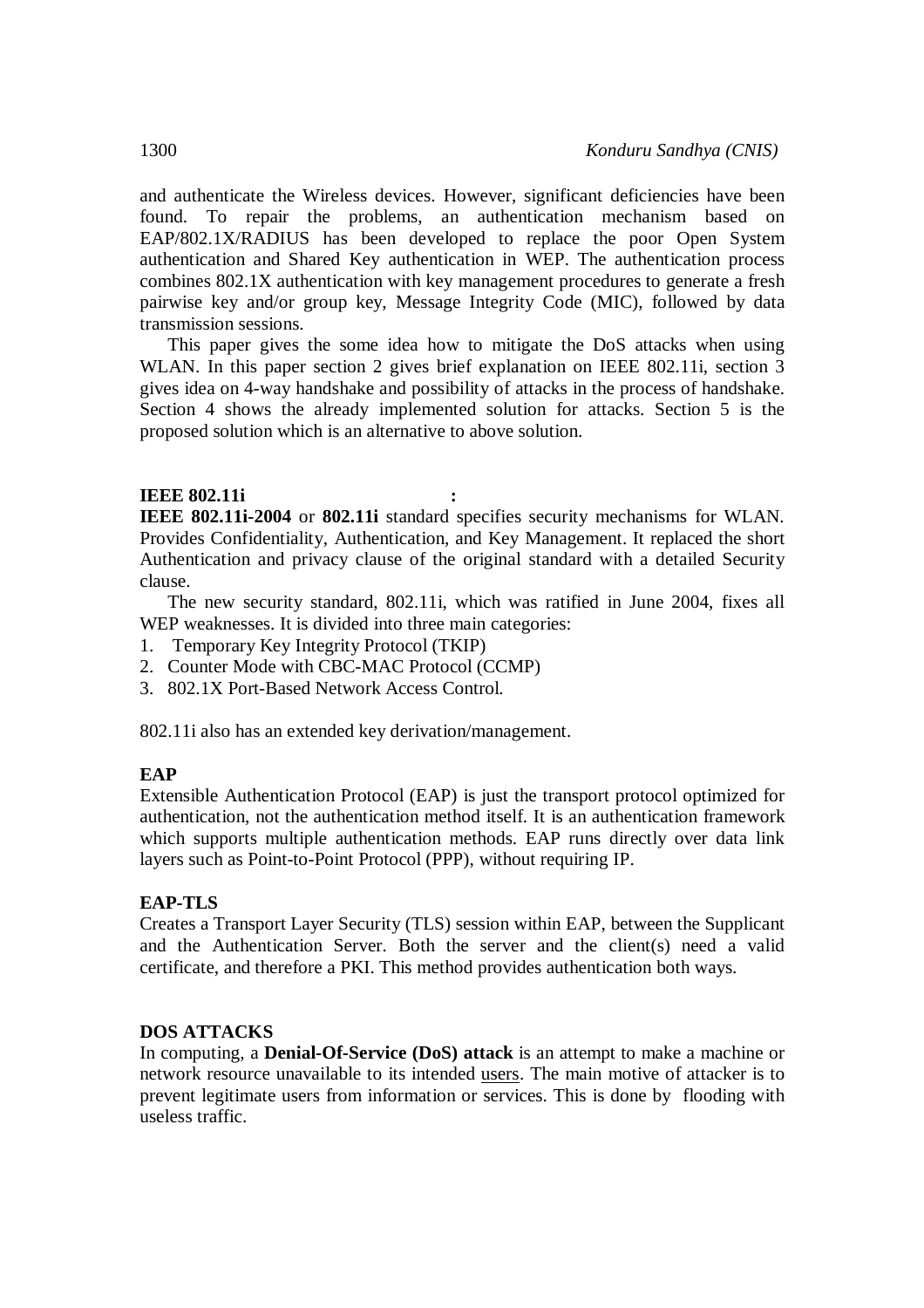and authenticate the Wireless devices. However, significant deficiencies have been found. To repair the problems, an authentication mechanism based on EAP/802.1X/RADIUS has been developed to replace the poor Open System authentication and Shared Key authentication in WEP. The authentication process combines 802.1X authentication with key management procedures to generate a fresh pairwise key and/or group key, Message Integrity Code (MIC), followed by data transmission sessions.

This paper gives the some idea how to mitigate the DoS attacks when using WLAN. In this paper section 2 gives brief explanation on IEEE 802.11i, section 3 gives idea on 4-way handshake and possibility of attacks in the process of handshake. Section 4 shows the already implemented solution for attacks. Section 5 is the proposed solution which is an alternative to above solution.

## IEEE 802.11i :

**IEEE 802.11i-2004** or **802.11i** standard specifies security mechanisms for WLAN. Provides Confidentiality, Authentication, and Key Management. It replaced the short Authentication and privacy clause of the original standard with a detailed Security clause.

The new security standard, 802.11i, which was ratified in June 2004, fixes all WEP weaknesses. It is divided into three main categories:

1. Temporary Key Integrity Protocol (TKIP)
2. Counter Mode with CBC-MAC Protocol (CCMP)
3. 802.1X Port-Based Network Access Control.

802.11i also has an extended key derivation/management.

### EAP

Extensible Authentication Protocol (EAP) is just the transport protocol optimized for authentication, not the authentication method itself. It is an authentication framework which supports multiple authentication methods. EAP runs directly over data link layers such as Point-to-Point Protocol (PPP), without requiring IP.

### EAP-TLS

Creates a Transport Layer Security (TLS) session within EAP, between the Supplicant and the Authentication Server. Both the server and the client(s) need a valid certificate, and therefore a PKI. This method provides authentication both ways.

## DOS ATTACKS

In computing, a **Denial-Of-Service (DoS) attack** is an attempt to make a machine or network resource unavailable to its intended users. The main motive of attacker is to prevent legitimate users from information or services. This is done by flooding with useless traffic.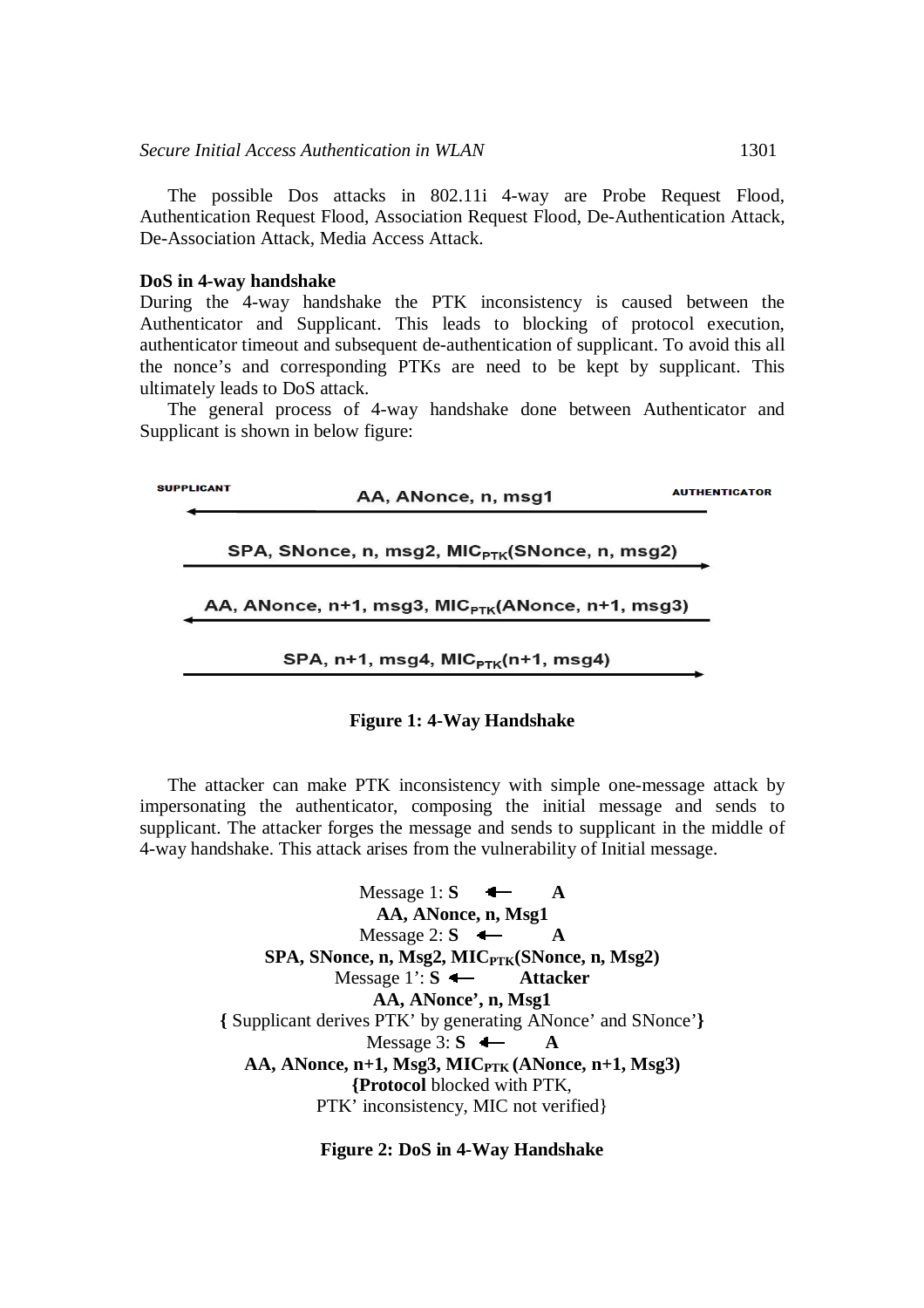The possible Dos attacks in 802.11i 4-way are Probe Request Flood, Authentication Request Flood, Association Request Flood, De-Authentication Attack, De-Association Attack, Media Access Attack.

**DoS in 4-way handshake**

During the 4-way handshake the PTK inconsistency is caused between the Authenticator and Supplicant. This leads to blocking of protocol execution, authenticator timeout and subsequent de-authentication of supplicant. To avoid this all the nonce's and corresponding PTKs are need to be kept by supplicant. This ultimately leads to DoS attack.

The general process of 4-way handshake done between Authenticator and Supplicant is shown in below figure:

SUPPLICANT ← AUTHENTICATOR: AA, ANonce, n, msg1

SUPPLICANT → AUTHENTICATOR: SPA, SNonce, n, msg2, $MIC_{PTK}$(SNonce, n, msg2)

SUPPLICANT ← AUTHENTICATOR: AA, ANonce, n+1, msg3, $MIC_{PTK}$(ANonce, n+1, msg3)

SUPPLICANT → AUTHENTICATOR: SPA, n+1, msg4, $MIC_{PTK}$(n+1, msg4)

**Figure 1: 4-Way Handshake**

The attacker can make PTK inconsistency with simple one-message attack by impersonating the authenticator, composing the initial message and sends to supplicant. The attacker forges the message and sends to supplicant in the middle of 4-way handshake. This attack arises from the vulnerability of Initial message.

Message 1: **S** ← **A**
**AA, ANonce, n, Msg1**
Message 2: **S** ← **A**
**SPA, SNonce, n, Msg2, $MIC_{PTK}$(SNonce, n, Msg2)**
Message 1': **S** ← **Attacker**
**AA, ANonce', n, Msg1**
**{** Supplicant derives PTK' by generating ANonce' and SNonce'**}**
Message 3: **S** ← **A**
**AA, ANonce, n+1, Msg3, $MIC_{PTK}$ (ANonce, n+1, Msg3)**
**{Protocol** blocked with PTK,
PTK' inconsistency, MIC not verified}

**Figure 2: DoS in 4-Way Handshake**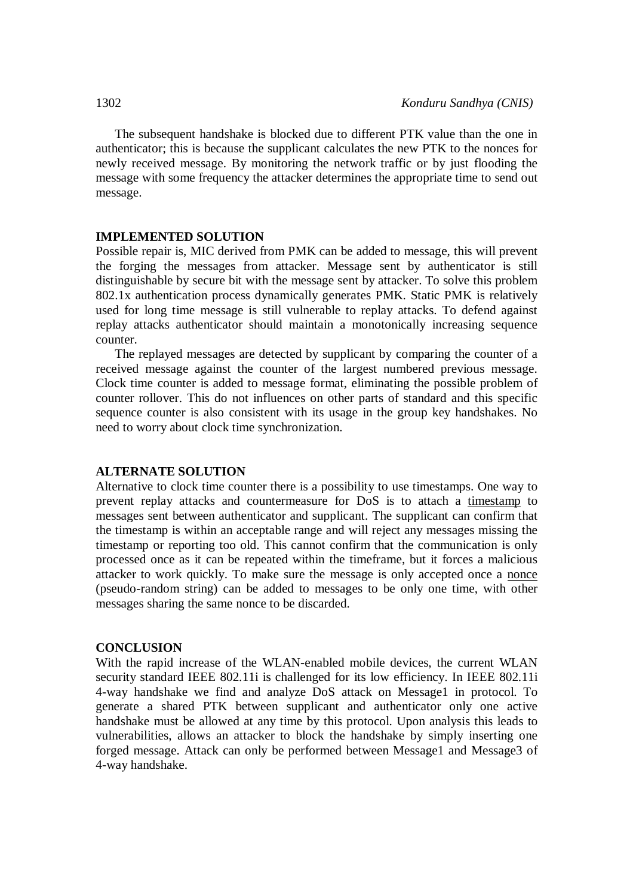The subsequent handshake is blocked due to different PTK value than the one in authenticator; this is because the supplicant calculates the new PTK to the nonces for newly received message. By monitoring the network traffic or by just flooding the message with some frequency the attacker determines the appropriate time to send out message.

## IMPLEMENTED SOLUTION

Possible repair is, MIC derived from PMK can be added to message, this will prevent the forging the messages from attacker. Message sent by authenticator is still distinguishable by secure bit with the message sent by attacker. To solve this problem 802.1x authentication process dynamically generates PMK. Static PMK is relatively used for long time message is still vulnerable to replay attacks. To defend against replay attacks authenticator should maintain a monotonically increasing sequence counter.

The replayed messages are detected by supplicant by comparing the counter of a received message against the counter of the largest numbered previous message. Clock time counter is added to message format, eliminating the possible problem of counter rollover. This do not influences on other parts of standard and this specific sequence counter is also consistent with its usage in the group key handshakes. No need to worry about clock time synchronization.

## ALTERNATE SOLUTION

Alternative to clock time counter there is a possibility to use timestamps. One way to prevent replay attacks and countermeasure for DoS is to attach a timestamp to messages sent between authenticator and supplicant. The supplicant can confirm that the timestamp is within an acceptable range and will reject any messages missing the timestamp or reporting too old. This cannot confirm that the communication is only processed once as it can be repeated within the timeframe, but it forces a malicious attacker to work quickly. To make sure the message is only accepted once a nonce (pseudo-random string) can be added to messages to be only one time, with other messages sharing the same nonce to be discarded.

## CONCLUSION

With the rapid increase of the WLAN-enabled mobile devices, the current WLAN security standard IEEE 802.11i is challenged for its low efficiency. In IEEE 802.11i 4-way handshake we find and analyze DoS attack on Message1 in protocol. To generate a shared PTK between supplicant and authenticator only one active handshake must be allowed at any time by this protocol. Upon analysis this leads to vulnerabilities, allows an attacker to block the handshake by simply inserting one forged message. Attack can only be performed between Message1 and Message3 of 4-way handshake.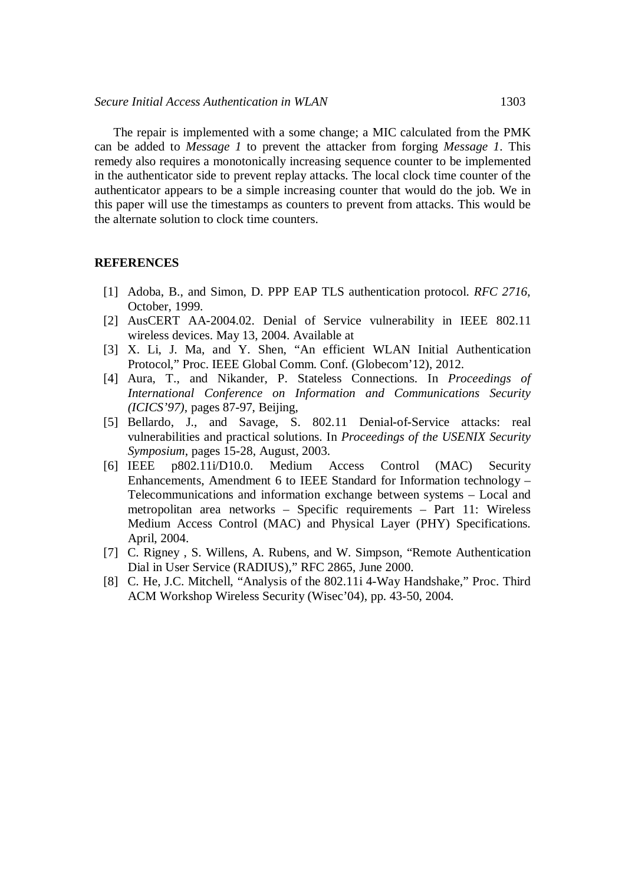The repair is implemented with a some change; a MIC calculated from the PMK can be added to *Message 1* to prevent the attacker from forging *Message 1*. This remedy also requires a monotonically increasing sequence counter to be implemented in the authenticator side to prevent replay attacks. The local clock time counter of the authenticator appears to be a simple increasing counter that would do the job. We in this paper will use the timestamps as counters to prevent from attacks. This would be the alternate solution to clock time counters.

## REFERENCES

[1] Adoba, B., and Simon, D. PPP EAP TLS authentication protocol. *RFC 2716*, October, 1999.

[2] AusCERT AA-2004.02. Denial of Service vulnerability in IEEE 802.11 wireless devices. May 13, 2004. Available at

[3] X. Li, J. Ma, and Y. Shen, "An efficient WLAN Initial Authentication Protocol," Proc. IEEE Global Comm. Conf. (Globecom'12), 2012.

[4] Aura, T., and Nikander, P. Stateless Connections. In *Proceedings of International Conference on Information and Communications Security (ICICS'97)*, pages 87-97, Beijing,

[5] Bellardo, J., and Savage, S. 802.11 Denial-of-Service attacks: real vulnerabilities and practical solutions. In *Proceedings of the USENIX Security Symposium*, pages 15-28, August, 2003.

[6] IEEE p802.11i/D10.0. Medium Access Control (MAC) Security Enhancements, Amendment 6 to IEEE Standard for Information technology – Telecommunications and information exchange between systems – Local and metropolitan area networks – Specific requirements – Part 11: Wireless Medium Access Control (MAC) and Physical Layer (PHY) Specifications. April, 2004.

[7] C. Rigney , S. Willens, A. Rubens, and W. Simpson, "Remote Authentication Dial in User Service (RADIUS)," RFC 2865, June 2000.

[8] C. He, J.C. Mitchell, "Analysis of the 802.11i 4-Way Handshake," Proc. Third ACM Workshop Wireless Security (Wisec'04), pp. 43-50, 2004.